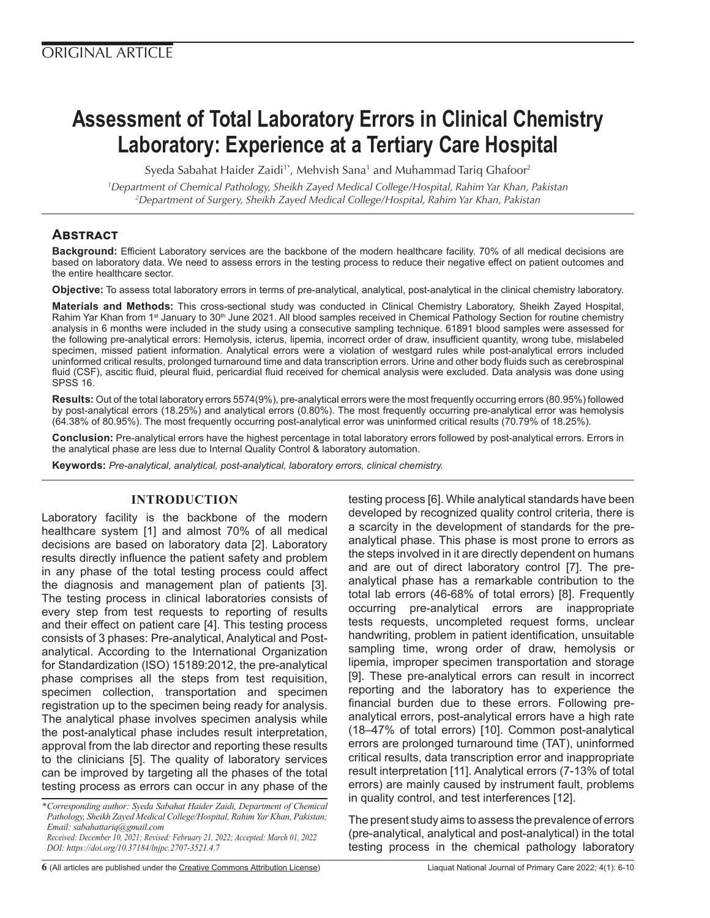ORIGINAL ARTICLE

# Assessment of Total Laboratory Errors in Clinical Chemistry Laboratory: Experience at a Tertiary Care Hospital

Syeda Sabahat Haider Zaidi[1*], Mehvish Sana[1] and Muhammad Tariq Ghafoor[2]

[1]*Department of Chemical Pathology, Sheikh Zayed Medical College/Hospital, Rahim Yar Khan, Pakistan*
[2]*Department of Surgery, Sheikh Zayed Medical College/Hospital, Rahim Yar Khan, Pakistan*

## Abstract

**Background:** Efficient Laboratory services are the backbone of the modern healthcare facility. 70% of all medical decisions are based on laboratory data. We need to assess errors in the testing process to reduce their negative effect on patient outcomes and the entire healthcare sector.

**Objective:** To assess total laboratory errors in terms of pre-analytical, analytical, post-analytical in the clinical chemistry laboratory.

**Materials and Methods:** This cross-sectional study was conducted in Clinical Chemistry Laboratory, Sheikh Zayed Hospital, Rahim Yar Khan from 1st January to 30th June 2021. All blood samples received in Chemical Pathology Section for routine chemistry analysis in 6 months were included in the study using a consecutive sampling technique. 61891 blood samples were assessed for the following pre-analytical errors: Hemolysis, icterus, lipemia, incorrect order of draw, insufficient quantity, wrong tube, mislabeled specimen, missed patient information. Analytical errors were a violation of westgard rules while post-analytical errors included uninformed critical results, prolonged turnaround time and data transcription errors. Urine and other body fluids such as cerebrospinal fluid (CSF), ascitic fluid, pleural fluid, pericardial fluid received for chemical analysis were excluded. Data analysis was done using SPSS 16.

**Results:** Out of the total laboratory errors 5574(9%), pre-analytical errors were the most frequently occurring errors (80.95%) followed by post-analytical errors (18.25%) and analytical errors (0.80%). The most frequently occurring pre-analytical error was hemolysis (64.38% of 80.95%). The most frequently occurring post-analytical error was uninformed critical results (70.79% of 18.25%).

**Conclusion:** Pre-analytical errors have the highest percentage in total laboratory errors followed by post-analytical errors. Errors in the analytical phase are less due to Internal Quality Control & laboratory automation.

**Keywords:** *Pre-analytical, analytical, post-analytical, laboratory errors, clinical chemistry.*

## INTRODUCTION

Laboratory facility is the backbone of the modern healthcare system [1] and almost 70% of all medical decisions are based on laboratory data [2]. Laboratory results directly influence the patient safety and problem in any phase of the total testing process could affect the diagnosis and management plan of patients [3]. The testing process in clinical laboratories consists of every step from test requests to reporting of results and their effect on patient care [4]. This testing process consists of 3 phases: Pre-analytical, Analytical and Post-analytical. According to the International Organization for Standardization (ISO) 15189:2012, the pre-analytical phase comprises all the steps from test requisition, specimen collection, transportation and specimen registration up to the specimen being ready for analysis. The analytical phase involves specimen analysis while the post-analytical phase includes result interpretation, approval from the lab director and reporting these results to the clinicians [5]. The quality of laboratory services can be improved by targeting all the phases of the total testing process as errors can occur in any phase of the testing process [6]. While analytical standards have been developed by recognized quality control criteria, there is a scarcity in the development of standards for the pre-analytical phase. This phase is most prone to errors as the steps involved in it are directly dependent on humans and are out of direct laboratory control [7]. The pre-analytical phase has a remarkable contribution to the total lab errors (46-68% of total errors) [8]. Frequently occurring pre-analytical errors are inappropriate tests requests, uncompleted request forms, unclear handwriting, problem in patient identification, unsuitable sampling time, wrong order of draw, hemolysis or lipemia, improper specimen transportation and storage [9]. These pre-analytical errors can result in incorrect reporting and the laboratory has to experience the financial burden due to these errors. Following pre-analytical errors, post-analytical errors have a high rate (18–47% of total errors) [10]. Common post-analytical errors are prolonged turnaround time (TAT), uninformed critical results, data transcription error and inappropriate result interpretation [11]. Analytical errors (7-13% of total errors) are mainly caused by instrument fault, problems in quality control, and test interferences [12].

The present study aims to assess the prevalence of errors (pre-analytical, analytical and post-analytical) in the total testing process in the chemical pathology laboratory

*\*Corresponding author: Syeda Sabahat Haider Zaidi, Department of Chemical Pathology, Sheikh Zayed Medical College/Hospital, Rahim Yar Khan, Pakistan; Email: sabahattariq@gmail.com*
*Received: December 10, 2021; Revised: February 21, 2022; Accepted: March 01, 2022*
*DOI: https://doi.org/10.37184/lnjpc.2707-3521.4.7*

(All articles are published under the Creative Commons Attribution License)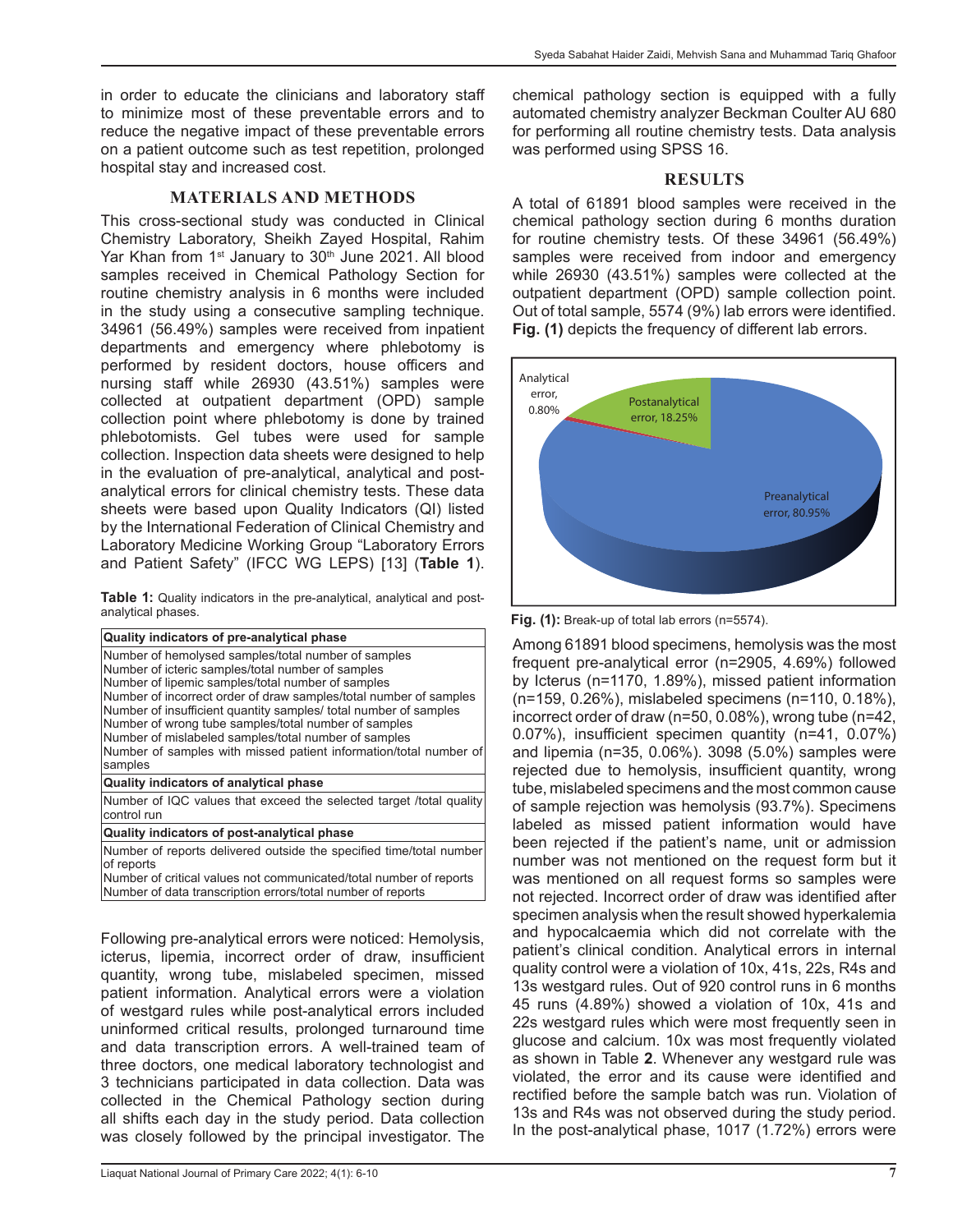in order to educate the clinicians and laboratory staff to minimize most of these preventable errors and to reduce the negative impact of these preventable errors on a patient outcome such as test repetition, prolonged hospital stay and increased cost.

## MATERIALS AND METHODS

This cross-sectional study was conducted in Clinical Chemistry Laboratory, Sheikh Zayed Hospital, Rahim Yar Khan from 1st January to 30th June 2021. All blood samples received in Chemical Pathology Section for routine chemistry analysis in 6 months were included in the study using a consecutive sampling technique. 34961 (56.49%) samples were received from inpatient departments and emergency where phlebotomy is performed by resident doctors, house officers and nursing staff while 26930 (43.51%) samples were collected at outpatient department (OPD) sample collection point where phlebotomy is done by trained phlebotomists. Gel tubes were used for sample collection. Inspection data sheets were designed to help in the evaluation of pre-analytical, analytical and post-analytical errors for clinical chemistry tests. These data sheets were based upon Quality Indicators (QI) listed by the International Federation of Clinical Chemistry and Laboratory Medicine Working Group "Laboratory Errors and Patient Safety" (IFCC WG LEPS) [13] (**Table 1**).

**Table 1:** Quality indicators in the pre-analytical, analytical and post-analytical phases.

| **Quality indicators of pre-analytical phase** |
|---|
| Number of hemolysed samples/total number of samples<br>Number of icteric samples/total number of samples<br>Number of lipemic samples/total number of samples<br>Number of incorrect order of draw samples/total number of samples<br>Number of insufficient quantity samples/ total number of samples<br>Number of wrong tube samples/total number of samples<br>Number of mislabeled samples/total number of samples<br>Number of samples with missed patient information/total number of samples |
| **Quality indicators of analytical phase** |
| Number of IQC values that exceed the selected target /total quality control run |
| **Quality indicators of post-analytical phase** |
| Number of reports delivered outside the specified time/total number of reports<br>Number of critical values not communicated/total number of reports<br>Number of data transcription errors/total number of reports |

Following pre-analytical errors were noticed: Hemolysis, icterus, lipemia, incorrect order of draw, insufficient quantity, wrong tube, mislabeled specimen, missed patient information. Analytical errors were a violation of westgard rules while post-analytical errors included uninformed critical results, prolonged turnaround time and data transcription errors. A well-trained team of three doctors, one medical laboratory technologist and 3 technicians participated in data collection. Data was collected in the Chemical Pathology section during all shifts each day in the study period. Data collection was closely followed by the principal investigator. The chemical pathology section is equipped with a fully automated chemistry analyzer Beckman Coulter AU 680 for performing all routine chemistry tests. Data analysis was performed using SPSS 16.

## RESULTS

A total of 61891 blood samples were received in the chemical pathology section during 6 months duration for routine chemistry tests. Of these 34961 (56.49%) samples were received from indoor and emergency while 26930 (43.51%) samples were collected at the outpatient department (OPD) sample collection point. Out of total sample, 5574 (9%) lab errors were identified. **Fig. (1)** depicts the frequency of different lab errors.

**Fig. (1):** Break-up of total lab errors (n=5574).

Among 61891 blood specimens, hemolysis was the most frequent pre-analytical error (n=2905, 4.69%) followed by Icterus (n=1170, 1.89%), missed patient information (n=159, 0.26%), mislabeled specimens (n=110, 0.18%), incorrect order of draw (n=50, 0.08%), wrong tube (n=42, 0.07%), insufficient specimen quantity (n=41, 0.07%) and lipemia (n=35, 0.06%). 3098 (5.0%) samples were rejected due to hemolysis, insufficient quantity, wrong tube, mislabeled specimens and the most common cause of sample rejection was hemolysis (93.7%). Specimens labeled as missed patient information would have been rejected if the patient's name, unit or admission number was not mentioned on the request form but it was mentioned on all request forms so samples were not rejected. Incorrect order of draw was identified after specimen analysis when the result showed hyperkalemia and hypocalcaemia which did not correlate with the patient's clinical condition. Analytical errors in internal quality control were a violation of 10x, 41s, 22s, R4s and 13s westgard rules. Out of 920 control runs in 6 months 45 runs (4.89%) showed a violation of 10x, 41s and 22s westgard rules which were most frequently seen in glucose and calcium. 10x was most frequently violated as shown in Table **2**. Whenever any westgard rule was violated, the error and its cause were identified and rectified before the sample batch was run. Violation of 13s and R4s was not observed during the study period. In the post-analytical phase, 1017 (1.72%) errors were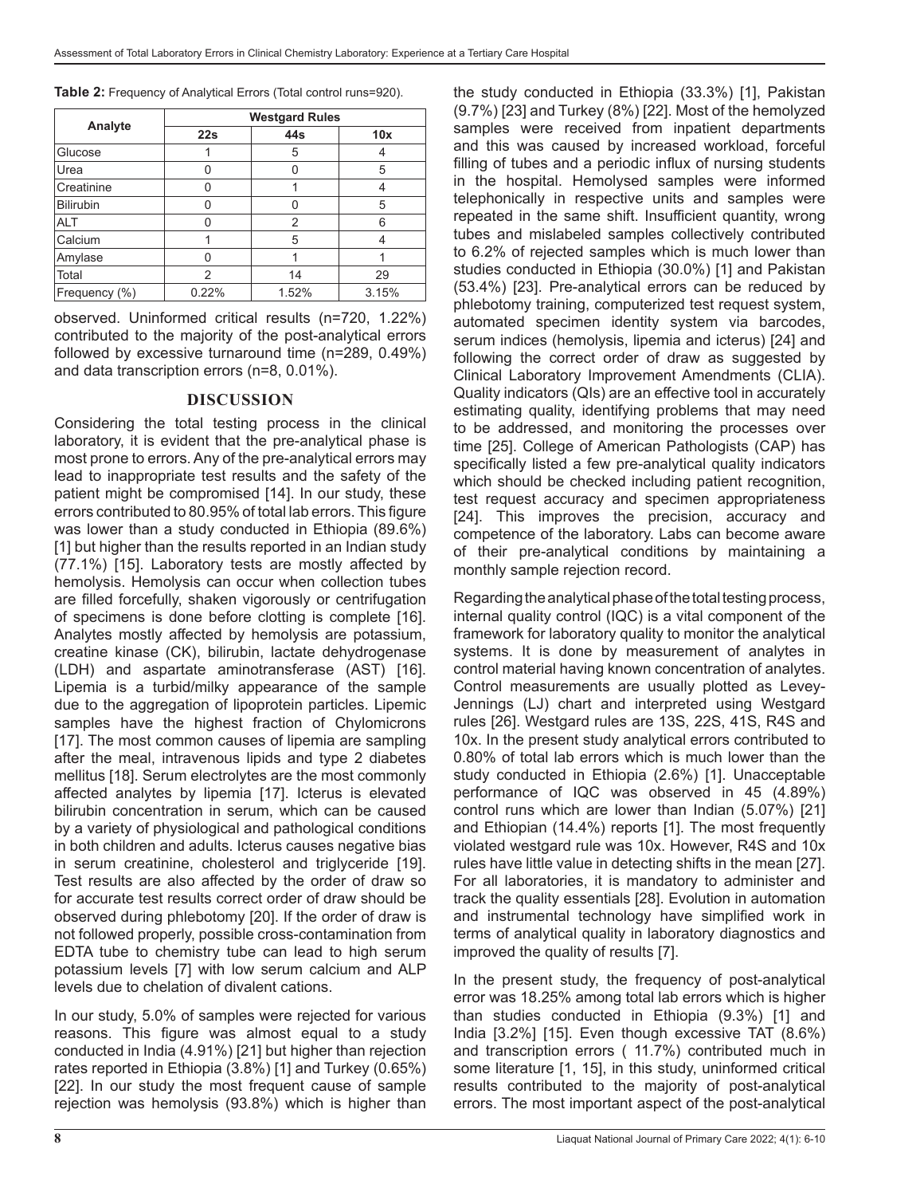**Table 2:** Frequency of Analytical Errors (Total control runs=920).

| Analyte | Westgard Rules | | |
|---|---|---|---|
| | 22s | 44s | 10x |
| Glucose | 1 | 5 | 4 |
| Urea | 0 | 0 | 5 |
| Creatinine | 0 | 1 | 4 |
| Bilirubin | 0 | 0 | 5 |
| ALT | 0 | 2 | 6 |
| Calcium | 1 | 5 | 4 |
| Amylase | 0 | 1 | 1 |
| Total | 2 | 14 | 29 |
| Frequency (%) | 0.22% | 1.52% | 3.15% |

observed. Uninformed critical results (n=720, 1.22%) contributed to the majority of the post-analytical errors followed by excessive turnaround time (n=289, 0.49%) and data transcription errors (n=8, 0.01%).

## DISCUSSION

Considering the total testing process in the clinical laboratory, it is evident that the pre-analytical phase is most prone to errors. Any of the pre-analytical errors may lead to inappropriate test results and the safety of the patient might be compromised [14]. In our study, these errors contributed to 80.95% of total lab errors. This figure was lower than a study conducted in Ethiopia (89.6%) [1] but higher than the results reported in an Indian study (77.1%) [15]. Laboratory tests are mostly affected by hemolysis. Hemolysis can occur when collection tubes are filled forcefully, shaken vigorously or centrifugation of specimens is done before clotting is complete [16]. Analytes mostly affected by hemolysis are potassium, creatine kinase (CK), bilirubin, lactate dehydrogenase (LDH) and aspartate aminotransferase (AST) [16]. Lipemia is a turbid/milky appearance of the sample due to the aggregation of lipoprotein particles. Lipemic samples have the highest fraction of Chylomicrons [17]. The most common causes of lipemia are sampling after the meal, intravenous lipids and type 2 diabetes mellitus [18]. Serum electrolytes are the most commonly affected analytes by lipemia [17]. Icterus is elevated bilirubin concentration in serum, which can be caused by a variety of physiological and pathological conditions in both children and adults. Icterus causes negative bias in serum creatinine, cholesterol and triglyceride [19]. Test results are also affected by the order of draw so for accurate test results correct order of draw should be observed during phlebotomy [20]. If the order of draw is not followed properly, possible cross-contamination from EDTA tube to chemistry tube can lead to high serum potassium levels [7] with low serum calcium and ALP levels due to chelation of divalent cations.

In our study, 5.0% of samples were rejected for various reasons. This figure was almost equal to a study conducted in India (4.91%) [21] but higher than rejection rates reported in Ethiopia (3.8%) [1] and Turkey (0.65%) [22]. In our study the most frequent cause of sample rejection was hemolysis (93.8%) which is higher than the study conducted in Ethiopia (33.3%) [1], Pakistan (9.7%) [23] and Turkey (8%) [22]. Most of the hemolyzed samples were received from inpatient departments and this was caused by increased workload, forceful filling of tubes and a periodic influx of nursing students in the hospital. Hemolysed samples were informed telephonically in respective units and samples were repeated in the same shift. Insufficient quantity, wrong tubes and mislabeled samples collectively contributed to 6.2% of rejected samples which is much lower than studies conducted in Ethiopia (30.0%) [1] and Pakistan (53.4%) [23]. Pre-analytical errors can be reduced by phlebotomy training, computerized test request system, automated specimen identity system via barcodes, serum indices (hemolysis, lipemia and icterus) [24] and following the correct order of draw as suggested by Clinical Laboratory Improvement Amendments (CLIA). Quality indicators (QIs) are an effective tool in accurately estimating quality, identifying problems that may need to be addressed, and monitoring the processes over time [25]. College of American Pathologists (CAP) has specifically listed a few pre-analytical quality indicators which should be checked including patient recognition, test request accuracy and specimen appropriateness [24]. This improves the precision, accuracy and competence of the laboratory. Labs can become aware of their pre-analytical conditions by maintaining a monthly sample rejection record.

Regarding the analytical phase of the total testing process, internal quality control (IQC) is a vital component of the framework for laboratory quality to monitor the analytical systems. It is done by measurement of analytes in control material having known concentration of analytes. Control measurements are usually plotted as Levey-Jennings (LJ) chart and interpreted using Westgard rules [26]. Westgard rules are 13S, 22S, 41S, R4S and 10x. In the present study analytical errors contributed to 0.80% of total lab errors which is much lower than the study conducted in Ethiopia (2.6%) [1]. Unacceptable performance of IQC was observed in 45 (4.89%) control runs which are lower than Indian (5.07%) [21] and Ethiopian (14.4%) reports [1]. The most frequently violated westgard rule was 10x. However, R4S and 10x rules have little value in detecting shifts in the mean [27]. For all laboratories, it is mandatory to administer and track the quality essentials [28]. Evolution in automation and instrumental technology have simplified work in terms of analytical quality in laboratory diagnostics and improved the quality of results [7].

In the present study, the frequency of post-analytical error was 18.25% among total lab errors which is higher than studies conducted in Ethiopia (9.3%) [1] and India [3.2%] [15]. Even though excessive TAT (8.6%) and transcription errors ( 11.7%) contributed much in some literature [1, 15], in this study, uninformed critical results contributed to the majority of post-analytical errors. The most important aspect of the post-analytical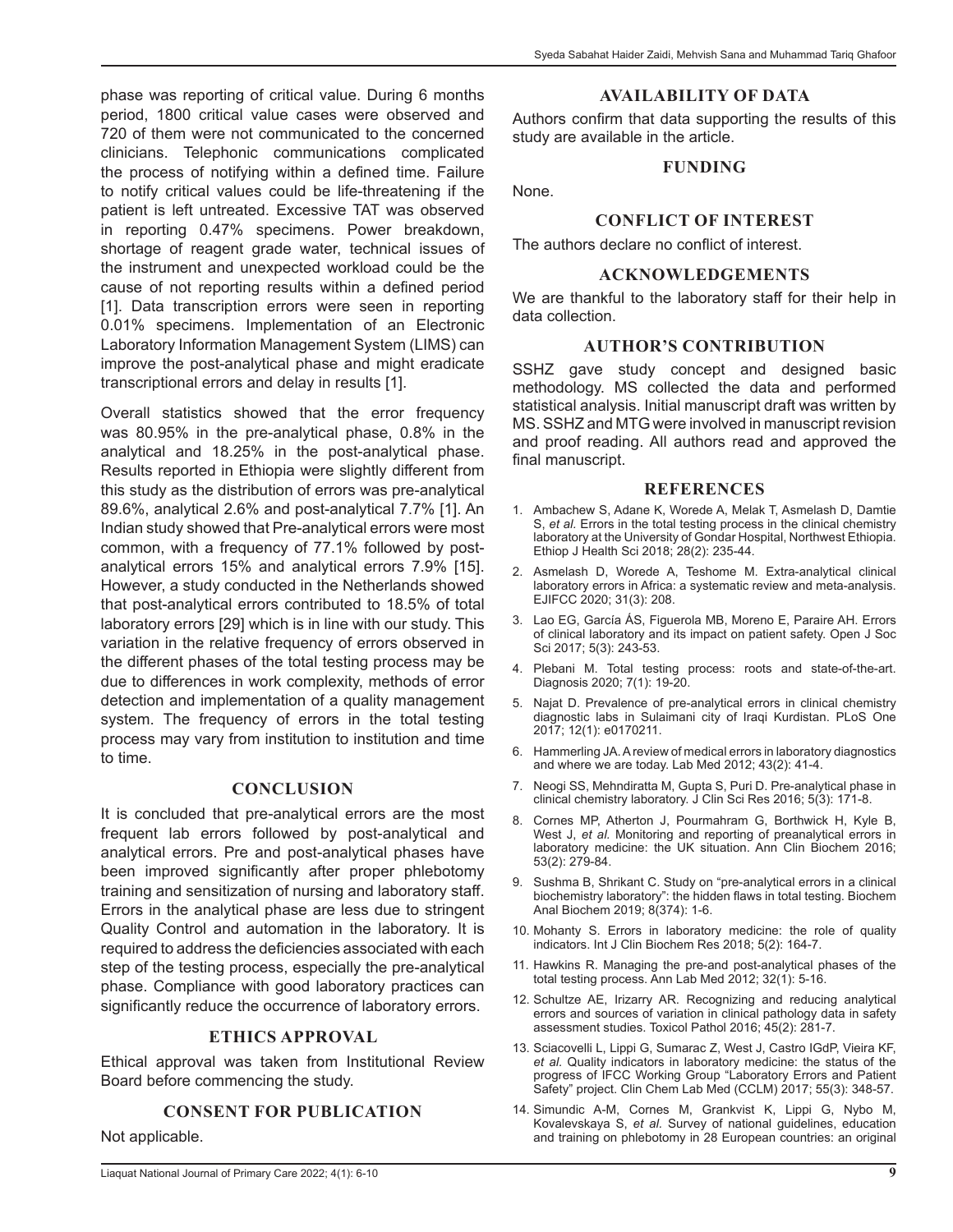phase was reporting of critical value. During 6 months period, 1800 critical value cases were observed and 720 of them were not communicated to the concerned clinicians. Telephonic communications complicated the process of notifying within a defined time. Failure to notify critical values could be life-threatening if the patient is left untreated. Excessive TAT was observed in reporting 0.47% specimens. Power breakdown, shortage of reagent grade water, technical issues of the instrument and unexpected workload could be the cause of not reporting results within a defined period [1]. Data transcription errors were seen in reporting 0.01% specimens. Implementation of an Electronic Laboratory Information Management System (LIMS) can improve the post-analytical phase and might eradicate transcriptional errors and delay in results [1].

Overall statistics showed that the error frequency was 80.95% in the pre-analytical phase, 0.8% in the analytical and 18.25% in the post-analytical phase. Results reported in Ethiopia were slightly different from this study as the distribution of errors was pre-analytical 89.6%, analytical 2.6% and post-analytical 7.7% [1]. An Indian study showed that Pre-analytical errors were most common, with a frequency of 77.1% followed by post-analytical errors 15% and analytical errors 7.9% [15]. However, a study conducted in the Netherlands showed that post-analytical errors contributed to 18.5% of total laboratory errors [29] which is in line with our study. This variation in the relative frequency of errors observed in the different phases of the total testing process may be due to differences in work complexity, methods of error detection and implementation of a quality management system. The frequency of errors in the total testing process may vary from institution to institution and time to time.

## CONCLUSION

It is concluded that pre-analytical errors are the most frequent lab errors followed by post-analytical and analytical errors. Pre and post-analytical phases have been improved significantly after proper phlebotomy training and sensitization of nursing and laboratory staff. Errors in the analytical phase are less due to stringent Quality Control and automation in the laboratory. It is required to address the deficiencies associated with each step of the testing process, especially the pre-analytical phase. Compliance with good laboratory practices can significantly reduce the occurrence of laboratory errors.

## ETHICS APPROVAL

Ethical approval was taken from Institutional Review Board before commencing the study.

## CONSENT FOR PUBLICATION

Not applicable.

## AVAILABILITY OF DATA

Authors confirm that data supporting the results of this study are available in the article.

## FUNDING

None.

## CONFLICT OF INTEREST

The authors declare no conflict of interest.

## ACKNOWLEDGEMENTS

We are thankful to the laboratory staff for their help in data collection.

## AUTHOR'S CONTRIBUTION

SSHZ gave study concept and designed basic methodology. MS collected the data and performed statistical analysis. Initial manuscript draft was written by MS. SSHZ and MTG were involved in manuscript revision and proof reading. All authors read and approved the final manuscript.

## REFERENCES

1. Ambachew S, Adane K, Worede A, Melak T, Asmelash D, Damtie S, *et al.* Errors in the total testing process in the clinical chemistry laboratory at the University of Gondar Hospital, Northwest Ethiopia. Ethiop J Health Sci 2018; 28(2): 235-44.
2. Asmelash D, Worede A, Teshome M. Extra-analytical clinical laboratory errors in Africa: a systematic review and meta-analysis. EJIFCC 2020; 31(3): 208.
3. Lao EG, García ÁS, Figuerola MB, Moreno E, Paraire AH. Errors of clinical laboratory and its impact on patient safety. Open J Soc Sci 2017; 5(3): 243-53.
4. Plebani M. Total testing process: roots and state-of-the-art. Diagnosis 2020; 7(1): 19-20.
5. Najat D. Prevalence of pre-analytical errors in clinical chemistry diagnostic labs in Sulaimani city of Iraqi Kurdistan. PLoS One 2017; 12(1): e0170211.
6. Hammerling JA. A review of medical errors in laboratory diagnostics and where we are today. Lab Med 2012; 43(2): 41-4.
7. Neogi SS, Mehndiratta M, Gupta S, Puri D. Pre-analytical phase in clinical chemistry laboratory. J Clin Sci Res 2016; 5(3): 171-8.
8. Cornes MP, Atherton J, Pourmahram G, Borthwick H, Kyle B, West J, *et al.* Monitoring and reporting of preanalytical errors in laboratory medicine: the UK situation. Ann Clin Biochem 2016; 53(2): 279-84.
9. Sushma B, Shrikant C. Study on "pre-analytical errors in a clinical biochemistry laboratory": the hidden flaws in total testing. Biochem Anal Biochem 2019; 8(374): 1-6.
10. Mohanty S. Errors in laboratory medicine: the role of quality indicators. Int J Clin Biochem Res 2018; 5(2): 164-7.
11. Hawkins R. Managing the pre-and post-analytical phases of the total testing process. Ann Lab Med 2012; 32(1): 5-16.
12. Schultze AE, Irizarry AR. Recognizing and reducing analytical errors and sources of variation in clinical pathology data in safety assessment studies. Toxicol Pathol 2016; 45(2): 281-7.
13. Sciacovelli L, Lippi G, Sumarac Z, West J, Castro IGdP, Vieira KF, *et al.* Quality indicators in laboratory medicine: the status of the progress of IFCC Working Group "Laboratory Errors and Patient Safety" project. Clin Chem Lab Med (CCLM) 2017; 55(3): 348-57.
14. Simundic A-M, Cornes M, Grankvist K, Lippi G, Nybo M, Kovalevskaya S, *et al.* Survey of national guidelines, education and training on phlebotomy in 28 European countries: an original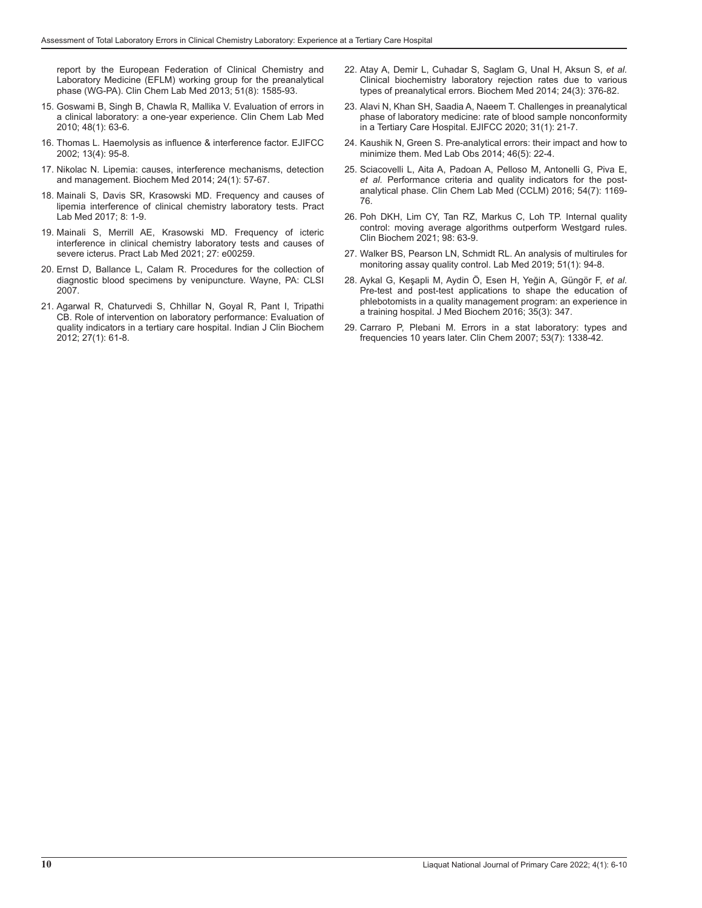report by the European Federation of Clinical Chemistry and Laboratory Medicine (EFLM) working group for the preanalytical phase (WG-PA). Clin Chem Lab Med 2013; 51(8): 1585-93.

15. Goswami B, Singh B, Chawla R, Mallika V. Evaluation of errors in a clinical laboratory: a one-year experience. Clin Chem Lab Med 2010; 48(1): 63-6.
16. Thomas L. Haemolysis as influence & interference factor. EJIFCC 2002; 13(4): 95-8.
17. Nikolac N. Lipemia: causes, interference mechanisms, detection and management. Biochem Med 2014; 24(1): 57-67.
18. Mainali S, Davis SR, Krasowski MD. Frequency and causes of lipemia interference of clinical chemistry laboratory tests. Pract Lab Med 2017; 8: 1-9.
19. Mainali S, Merrill AE, Krasowski MD. Frequency of icteric interference in clinical chemistry laboratory tests and causes of severe icterus. Pract Lab Med 2021; 27: e00259.
20. Ernst D, Ballance L, Calam R. Procedures for the collection of diagnostic blood specimens by venipuncture. Wayne, PA: CLSI 2007.
21. Agarwal R, Chaturvedi S, Chhillar N, Goyal R, Pant I, Tripathi CB. Role of intervention on laboratory performance: Evaluation of quality indicators in a tertiary care hospital. Indian J Clin Biochem 2012; 27(1): 61-8.
22. Atay A, Demir L, Cuhadar S, Saglam G, Unal H, Aksun S, *et al.* Clinical biochemistry laboratory rejection rates due to various types of preanalytical errors. Biochem Med 2014; 24(3): 376-82.
23. Alavi N, Khan SH, Saadia A, Naeem T. Challenges in preanalytical phase of laboratory medicine: rate of blood sample nonconformity in a Tertiary Care Hospital. EJIFCC 2020; 31(1): 21-7.
24. Kaushik N, Green S. Pre-analytical errors: their impact and how to minimize them. Med Lab Obs 2014; 46(5): 22-4.
25. Sciacovelli L, Aita A, Padoan A, Pelloso M, Antonelli G, Piva E, *et al.* Performance criteria and quality indicators for the post-analytical phase. Clin Chem Lab Med (CCLM) 2016; 54(7): 1169-76.
26. Poh DKH, Lim CY, Tan RZ, Markus C, Loh TP. Internal quality control: moving average algorithms outperform Westgard rules. Clin Biochem 2021; 98: 63-9.
27. Walker BS, Pearson LN, Schmidt RL. An analysis of multirules for monitoring assay quality control. Lab Med 2019; 51(1): 94-8.
28. Aykal G, Keşapli M, Aydin Ö, Esen H, Yeğin A, Güngör F, *et al.* Pre-test and post-test applications to shape the education of phlebotomists in a quality management program: an experience in a training hospital. J Med Biochem 2016; 35(3): 347.
29. Carraro P, Plebani M. Errors in a stat laboratory: types and frequencies 10 years later. Clin Chem 2007; 53(7): 1338-42.